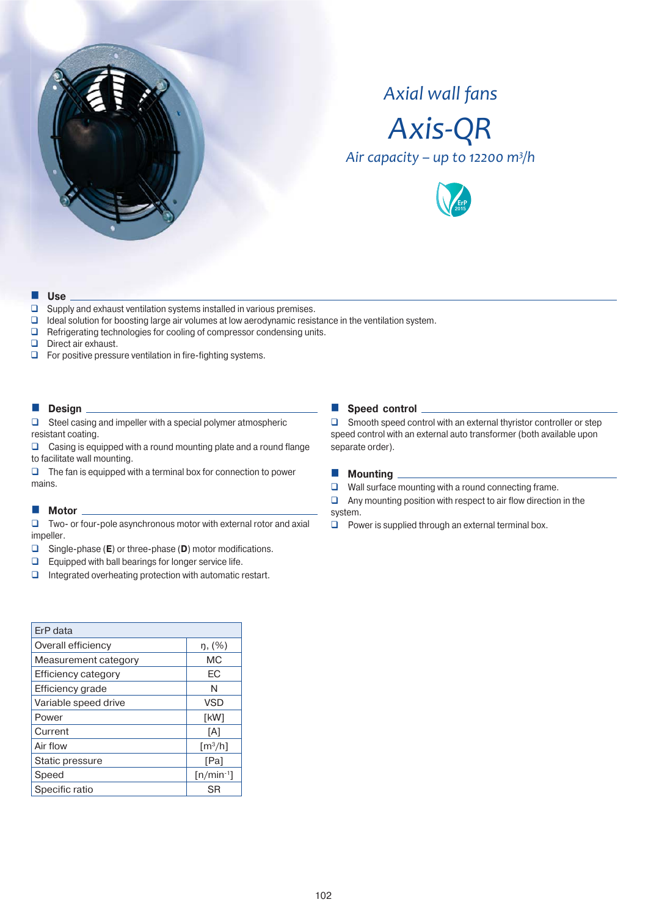*Axial wall fans*

# Axis-QR

*Air capacity – up to 12200 $m^3/h$*

## Use

- Supply and exhaust ventilation systems installed in various premises.
- Ideal solution for boosting large air volumes at low aerodynamic resistance in the ventilation system.
- Refrigerating technologies for cooling of compressor condensing units.
- Direct air exhaust.
- For positive pressure ventilation in fire-fighting systems.

## Design

- Steel casing and impeller with a special polymer atmospheric resistant coating.
- Casing is equipped with a round mounting plate and a round flange to facilitate wall mounting.
- The fan is equipped with a terminal box for connection to power mains.

## Motor

- Two- or four-pole asynchronous motor with external rotor and axial impeller.
- Single-phase (**E**) or three-phase (**D**) motor modifications.
- Equipped with ball bearings for longer service life.
- Integrated overheating protection with automatic restart.

## Speed control

- Smooth speed control with an external thyristor controller or step speed control with an external auto transformer (both available upon separate order).

## Mounting

- Wall surface mounting with a round connecting frame.
- Any mounting position with respect to air flow direction in the system.
- Power is supplied through an external terminal box.

| ErP data | |
|---|---|
| Overall efficiency | η, (%) |
| Measurement category | MC |
| Efficiency category | EC |
| Efficiency grade | N |
| Variable speed drive | VSD |
| Power | [kW] |
| Current | [A] |
| Air flow | [$m^3/h$] |
| Static pressure | [Pa] |
| Speed | [$n/min^{-1}$] |
| Specific ratio | SR |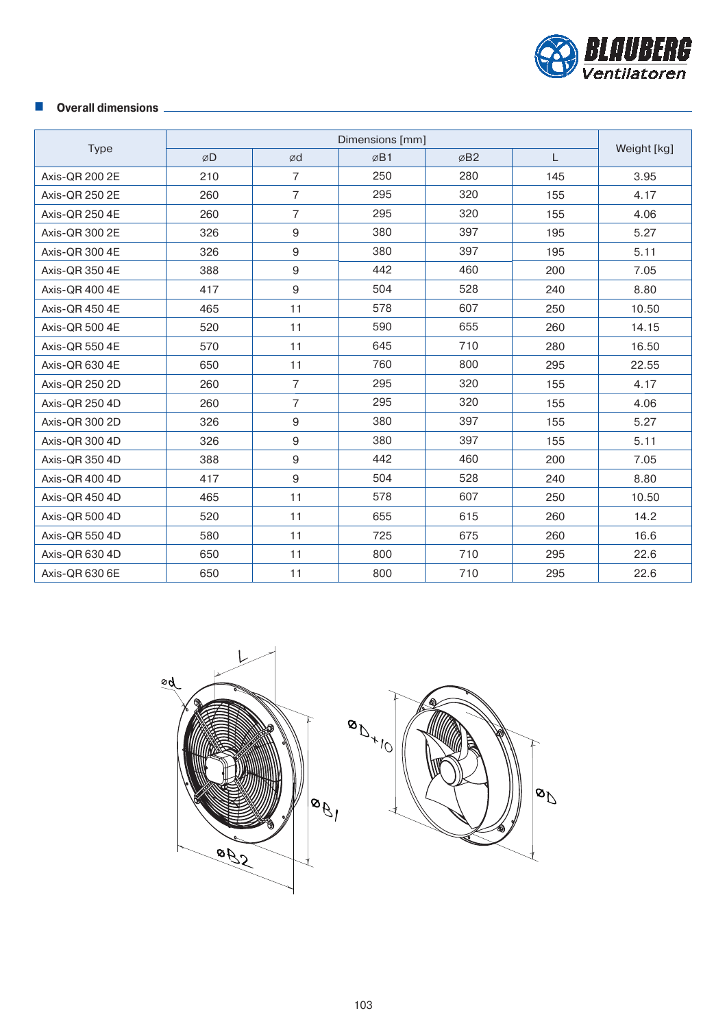## Overall dimensions

| Type | Dimensions [mm] | | | | | Weight [kg] |
|---|---|---|---|---|---|---|
| | ⌀D | ⌀d | ⌀B1 | ⌀B2 | L | |
| Axis-QR 200 2E | 210 | 7 | 250 | 280 | 145 | 3.95 |
| Axis-QR 250 2E | 260 | 7 | 295 | 320 | 155 | 4.17 |
| Axis-QR 250 4E | 260 | 7 | 295 | 320 | 155 | 4.06 |
| Axis-QR 300 2E | 326 | 9 | 380 | 397 | 195 | 5.27 |
| Axis-QR 300 4E | 326 | 9 | 380 | 397 | 195 | 5.11 |
| Axis-QR 350 4E | 388 | 9 | 442 | 460 | 200 | 7.05 |
| Axis-QR 400 4E | 417 | 9 | 504 | 528 | 240 | 8.80 |
| Axis-QR 450 4E | 465 | 11 | 578 | 607 | 250 | 10.50 |
| Axis-QR 500 4E | 520 | 11 | 590 | 655 | 260 | 14.15 |
| Axis-QR 550 4E | 570 | 11 | 645 | 710 | 280 | 16.50 |
| Axis-QR 630 4E | 650 | 11 | 760 | 800 | 295 | 22.55 |
| Axis-QR 250 2D | 260 | 7 | 295 | 320 | 155 | 4.17 |
| Axis-QR 250 4D | 260 | 7 | 295 | 320 | 155 | 4.06 |
| Axis-QR 300 2D | 326 | 9 | 380 | 397 | 155 | 5.27 |
| Axis-QR 300 4D | 326 | 9 | 380 | 397 | 155 | 5.11 |
| Axis-QR 350 4D | 388 | 9 | 442 | 460 | 200 | 7.05 |
| Axis-QR 400 4D | 417 | 9 | 504 | 528 | 240 | 8.80 |
| Axis-QR 450 4D | 465 | 11 | 578 | 607 | 250 | 10.50 |
| Axis-QR 500 4D | 520 | 11 | 655 | 615 | 260 | 14.2 |
| Axis-QR 550 4D | 580 | 11 | 725 | 675 | 260 | 16.6 |
| Axis-QR 630 4D | 650 | 11 | 800 | 710 | 295 | 22.6 |
| Axis-QR 630 6E | 650 | 11 | 800 | 710 | 295 | 22.6 |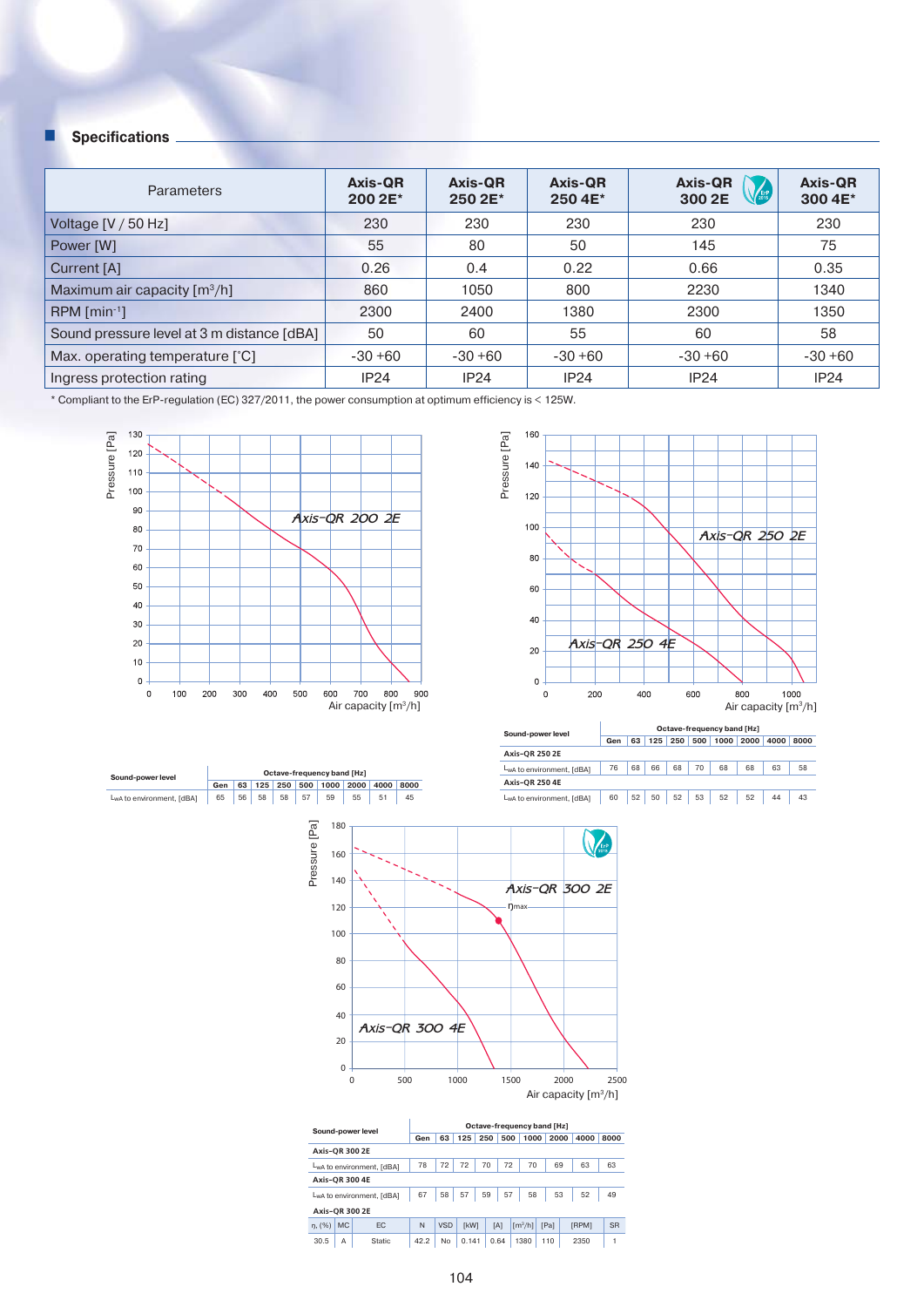## Specifications

| Parameters | Axis-QR 200 2E* | Axis-QR 250 2E* | Axis-QR 250 4E* | Axis-QR 300 2E | Axis-QR 300 4E* |
|---|---|---|---|---|---|
| Voltage [V / 50 Hz] | 230 | 230 | 230 | 230 | 230 |
| Power [W] | 55 | 80 | 50 | 145 | 75 |
| Current [A] | 0.26 | 0.4 | 0.22 | 0.66 | 0.35 |
| Maximum air capacity [m³/h] | 860 | 1050 | 800 | 2230 | 1340 |
| RPM [min⁻¹] | 2300 | 2400 | 1380 | 2300 | 1350 |
| Sound pressure level at 3 m distance [dBA] | 50 | 60 | 55 | 60 | 58 |
| Max. operating temperature [°C] | -30 +60 | -30 +60 | -30 +60 | -30 +60 | -30 +60 |
| Ingress protection rating | IP24 | IP24 | IP24 | IP24 | IP24 |

* Compliant to the ErP-regulation (EC) 327/2011, the power consumption at optimum efficiency is < 125W.

| Sound-power level | Octave-frequency band [Hz] | | | | | | | | |
|---|---|---|---|---|---|---|---|---|---|
| | Gen | 63 | 125 | 250 | 500 | 1000 | 2000 | 4000 | 8000 |
| $L_{wA}$ to environment, [dBA] | 65 | 56 | 58 | 58 | 57 | 59 | 55 | 51 | 45 |

| Sound-power level | Octave-frequency band [Hz] | | | | | | | | |
|---|---|---|---|---|---|---|---|---|---|
| | Gen | 63 | 125 | 250 | 500 | 1000 | 2000 | 4000 | 8000 |
| **Axis-QR 250 2E** | | | | | | | | | |
| $L_{wA}$ to environment, [dBA] | 76 | 68 | 66 | 68 | 70 | 68 | 68 | 63 | 58 |
| **Axis-QR 250 4E** | | | | | | | | | |
| $L_{wA}$ to environment, [dBA] | 60 | 52 | 50 | 52 | 53 | 52 | 52 | 44 | 43 |

| Sound-power level | Octave-frequency band [Hz] | | | | | | | | |
|---|---|---|---|---|---|---|---|---|---|
| | Gen | 63 | 125 | 250 | 500 | 1000 | 2000 | 4000 | 8000 |
| **Axis-QR 300 2E** | | | | | | | | | |
| $L_{wA}$ to environment, [dBA] | 78 | 72 | 72 | 70 | 72 | 70 | 69 | 63 | 63 |
| **Axis-QR 300 4E** | | | | | | | | | |
| $L_{wA}$ to environment, [dBA] | 67 | 58 | 57 | 59 | 57 | 58 | 53 | 52 | 49 |

**Axis-QR 300 2E**

| η, (%) | MC | EC | N | VSD | [kW] | [A] | [m³/h] | [Pa] | [RPM] | SR |
|---|---|---|---|---|---|---|---|---|---|---|
| 30.5 | A | Static | 42.2 | No | 0.141 | 0.64 | 1380 | 110 | 2350 | 1 |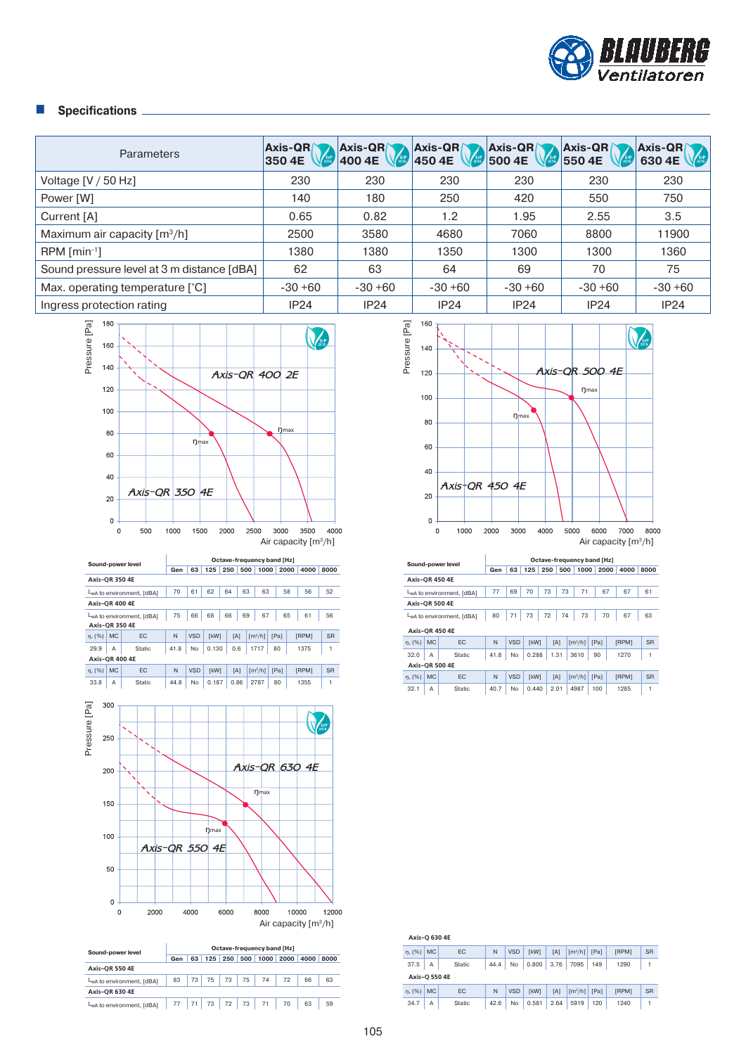## Specifications

| Parameters | Axis-QR 350 4E | Axis-QR 400 4E | Axis-QR 450 4E | Axis-QR 500 4E | Axis-QR 550 4E | Axis-QR 630 4E |
|---|---|---|---|---|---|---|
| Voltage [V / 50 Hz] | 230 | 230 | 230 | 230 | 230 | 230 |
| Power [W] | 140 | 180 | 250 | 420 | 550 | 750 |
| Current [A] | 0.65 | 0.82 | 1.2 | 1.95 | 2.55 | 3.5 |
| Maximum air capacity [m³/h] | 2500 | 3580 | 4680 | 7060 | 8800 | 11900 |
| RPM [min⁻¹] | 1380 | 1380 | 1350 | 1300 | 1300 | 1360 |
| Sound pressure level at 3 m distance [dBA] | 62 | 63 | 64 | 69 | 70 | 75 |
| Max. operating temperature [°C] | -30 +60 | -30 +60 | -30 +60 | -30 +60 | -30 +60 | -30 +60 |
| Ingress protection rating | IP24 | IP24 | IP24 | IP24 | IP24 | IP24 |

| Sound-power level | Octave-frequency band [Hz] | | | | | | | | |
|---|---|---|---|---|---|---|---|---|---|
| | Gen | 63 | 125 | 250 | 500 | 1000 | 2000 | 4000 | 8000 |
| **Axis-QR 350 4E** | | | | | | | | | |
| $L_{wA}$ to environment, [dBA] | 70 | 61 | 62 | 64 | 63 | 63 | 58 | 56 | 52 |
| **Axis-QR 400 4E** | | | | | | | | | |
| $L_{wA}$ to environment, [dBA] | 75 | 66 | 68 | 66 | 69 | 67 | 65 | 61 | 56 |

**Axis-QR 350 4E**

| η, (%) | MC | EC | N | VSD | [kW] | [A] | [m³/h] | [Pa] | [RPM] | SR |
|---|---|---|---|---|---|---|---|---|---|---|
| 29.9 | A | Static | 41.8 | No | 0.130 | 0.6 | 1717 | 80 | 1375 | 1 |

**Axis-QR 400 4E**

| η, (%) | MC | EC | N | VSD | [kW] | [A] | [m³/h] | [Pa] | [RPM] | SR |
|---|---|---|---|---|---|---|---|---|---|---|
| 33.8 | A | Static | 44.8 | No | 0.187 | 0.86 | 2787 | 80 | 1355 | 1 |

| Sound-power level | Octave-frequency band [Hz] | | | | | | | | |
|---|---|---|---|---|---|---|---|---|---|
| | Gen | 63 | 125 | 250 | 500 | 1000 | 2000 | 4000 | 8000 |
| **Axis-QR 450 4E** | | | | | | | | | |
| $L_{wA}$ to environment, [dBA] | 77 | 69 | 70 | 73 | 73 | 71 | 67 | 67 | 61 |
| **Axis-QR 500 4E** | | | | | | | | | |
| $L_{wA}$ to environment, [dBA] | 80 | 71 | 73 | 72 | 74 | 73 | 70 | 67 | 63 |

**Axis-QR 450 4E**

| η, (%) | MC | EC | N | VSD | [kW] | [A] | [m³/h] | [Pa] | [RPM] | SR |
|---|---|---|---|---|---|---|---|---|---|---|
| 32.0 | A | Static | 41.8 | No | 0.288 | 1.31 | 3610 | 90 | 1270 | 1 |

**Axis-QR 500 4E**

| η, (%) | MC | EC | N | VSD | [kW] | [A] | [m³/h] | [Pa] | [RPM] | SR |
|---|---|---|---|---|---|---|---|---|---|---|
| 32.1 | A | Static | 40.7 | No | 0.440 | 2.01 | 4987 | 100 | 1285 | 1 |

| Sound-power level | Octave-frequency band [Hz] | | | | | | | | |
|---|---|---|---|---|---|---|---|---|---|
| | Gen | 63 | 125 | 250 | 500 | 1000 | 2000 | 4000 | 8000 |
| **Axis-QR 550 4E** | | | | | | | | | |
| $L_{wA}$ to environment, [dBA] | 83 | 73 | 75 | 73 | 75 | 74 | 72 | 66 | 63 |
| **Axis-QR 630 4E** | | | | | | | | | |
| $L_{wA}$ to environment, [dBA] | 77 | 71 | 73 | 72 | 73 | 71 | 70 | 63 | 59 |

**Axis-Q 630 4E**

| η, (%) | MC | EC | N | VSD | [kW] | [A] | [m³/h] | [Pa] | [RPM] | SR |
|---|---|---|---|---|---|---|---|---|---|---|
| 37.5 | A | Static | 44.4 | No | 0.800 | 3.76 | 7095 | 149 | 1290 | 1 |

**Axis-Q 550 4E**

| η, (%) | MC | EC | N | VSD | [kW] | [A] | [m³/h] | [Pa] | [RPM] | SR |
|---|---|---|---|---|---|---|---|---|---|---|
| 34.7 | A | Static | 42.6 | No | 0.581 | 2.64 | 5919 | 120 | 1240 | 1 |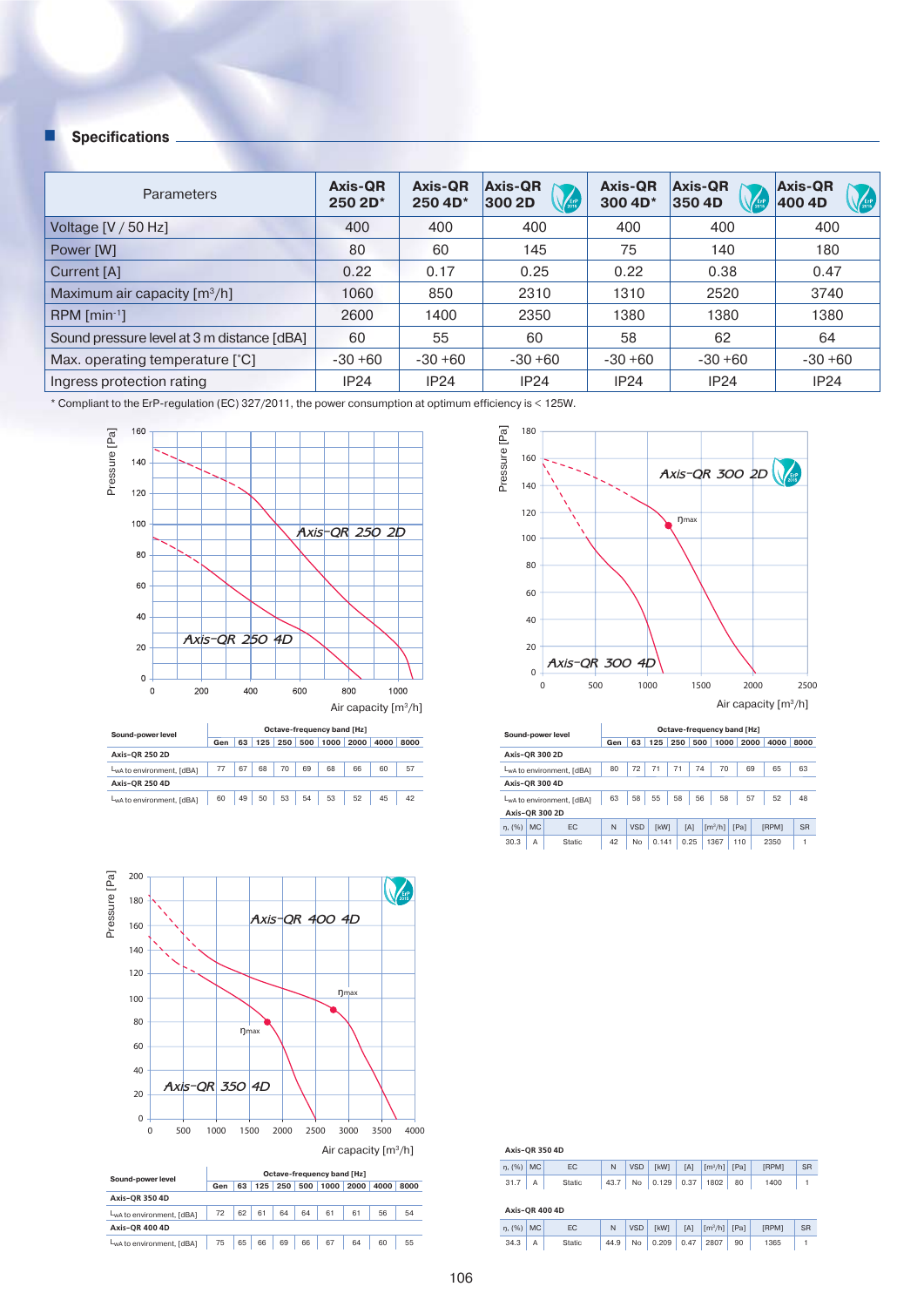## Specifications

| Parameters | Axis-QR 250 2D* | Axis-QR 250 4D* | Axis-QR 300 2D | Axis-QR 300 4D* | Axis-QR 350 4D | Axis-QR 400 4D |
|---|---|---|---|---|---|---|
| Voltage [V / 50 Hz] | 400 | 400 | 400 | 400 | 400 | 400 |
| Power [W] | 80 | 60 | 145 | 75 | 140 | 180 |
| Current [A] | 0.22 | 0.17 | 0.25 | 0.22 | 0.38 | 0.47 |
| Maximum air capacity [m³/h] | 1060 | 850 | 2310 | 1310 | 2520 | 3740 |
| RPM [min⁻¹] | 2600 | 1400 | 2350 | 1380 | 1380 | 1380 |
| Sound pressure level at 3 m distance [dBA] | 60 | 55 | 60 | 58 | 62 | 64 |
| Max. operating temperature [°C] | -30 +60 | -30 +60 | -30 +60 | -30 +60 | -30 +60 | -30 +60 |
| Ingress protection rating | IP24 | IP24 | IP24 | IP24 | IP24 | IP24 |

\* Compliant to the ErP-regulation (EC) 327/2011, the power consumption at optimum efficiency is < 125W.

| Sound-power level | Octave-frequency band [Hz] | | | | | | | | |
|---|---|---|---|---|---|---|---|---|---|
| | Gen | 63 | 125 | 250 | 500 | 1000 | 2000 | 4000 | 8000 |
| **Axis-QR 250 2D** | | | | | | | | | |
| $L_{wA}$ to environment, [dBA] | 77 | 67 | 68 | 70 | 69 | 68 | 66 | 60 | 57 |
| **Axis-QR 250 4D** | | | | | | | | | |
| $L_{wA}$ to environment, [dBA] | 60 | 49 | 50 | 53 | 54 | 53 | 52 | 45 | 42 |

| Sound-power level | Octave-frequency band [Hz] | | | | | | | | |
|---|---|---|---|---|---|---|---|---|---|
| | Gen | 63 | 125 | 250 | 500 | 1000 | 2000 | 4000 | 8000 |
| **Axis-QR 300 2D** | | | | | | | | | |
| $L_{wA}$ to environment, [dBA] | 80 | 72 | 71 | 71 | 74 | 70 | 69 | 65 | 63 |
| **Axis-QR 300 4D** | | | | | | | | | |
| $L_{wA}$ to environment, [dBA] | 63 | 58 | 55 | 58 | 56 | 58 | 57 | 52 | 48 |

**Axis-QR 300 2D**

| η, (%) | MC | EC | N | VSD | [kW] | [A] | [m³/h] | [Pa] | [RPM] | SR |
|---|---|---|---|---|---|---|---|---|---|---|
| 30.3 | A | Static | 42 | No | 0.141 | 0.25 | 1367 | 110 | 2350 | 1 |

| Sound-power level | Octave-frequency band [Hz] | | | | | | | | |
|---|---|---|---|---|---|---|---|---|---|
| | Gen | 63 | 125 | 250 | 500 | 1000 | 2000 | 4000 | 8000 |
| **Axis-QR 350 4D** | | | | | | | | | |
| $L_{wA}$ to environment, [dBA] | 72 | 62 | 61 | 64 | 64 | 61 | 61 | 56 | 54 |
| **Axis-QR 400 4D** | | | | | | | | | |
| $L_{wA}$ to environment, [dBA] | 75 | 65 | 66 | 69 | 66 | 67 | 64 | 60 | 55 |

**Axis-QR 350 4D**

| η, (%) | MC | EC | N | VSD | [kW] | [A] | [m³/h] | [Pa] | [RPM] | SR |
|---|---|---|---|---|---|---|---|---|---|---|
| 31.7 | A | Static | 43.7 | No | 0.129 | 0.37 | 1802 | 80 | 1400 | 1 |

**Axis-QR 400 4D**

| η, (%) | MC | EC | N | VSD | [kW] | [A] | [m³/h] | [Pa] | [RPM] | SR |
|---|---|---|---|---|---|---|---|---|---|---|
| 34.3 | A | Static | 44.9 | No | 0.209 | 0.47 | 2807 | 90 | 1365 | 1 |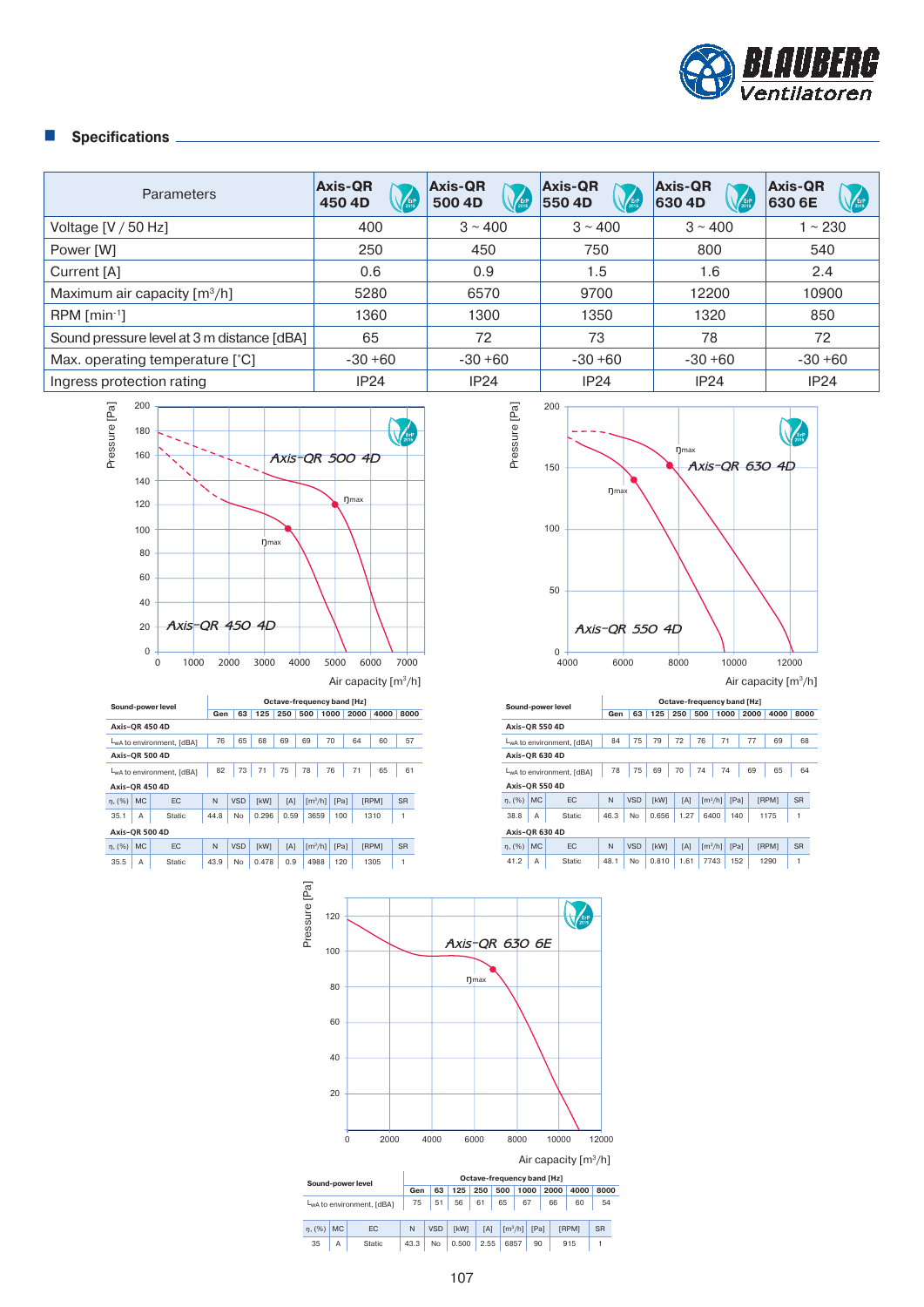## Specifications

| Parameters | Axis-QR 450 4D | Axis-QR 500 4D | Axis-QR 550 4D | Axis-QR 630 4D | Axis-QR 630 6E |
|---|---|---|---|---|---|
| Voltage [V / 50 Hz] | 400 | 3 ~ 400 | 3 ~ 400 | 3 ~ 400 | 1 ~ 230 |
| Power [W] | 250 | 450 | 750 | 800 | 540 |
| Current [A] | 0.6 | 0.9 | 1.5 | 1.6 | 2.4 |
| Maximum air capacity [m³/h] | 5280 | 6570 | 9700 | 12200 | 10900 |
| RPM [min⁻¹] | 1360 | 1300 | 1350 | 1320 | 850 |
| Sound pressure level at 3 m distance [dBA] | 65 | 72 | 73 | 78 | 72 |
| Max. operating temperature [°C] | -30 +60 | -30 +60 | -30 +60 | -30 +60 | -30 +60 |
| Ingress protection rating | IP24 | IP24 | IP24 | IP24 | IP24 |

Pressure [Pa]
Axis-QR 500 4D
Axis-QR 450 4D
ηmax
ηmax
Air capacity [m³/h]

| Sound-power level | Octave-frequency band [Hz] | | | | | | | | |
|---|---|---|---|---|---|---|---|---|---|
| | Gen | 63 | 125 | 250 | 500 | 1000 | 2000 | 4000 | 8000 |
| **Axis-QR 450 4D** | | | | | | | | | |
| $L_{wA}$ to environment, [dBA] | 76 | 65 | 68 | 69 | 69 | 70 | 64 | 60 | 57 |
| **Axis-QR 500 4D** | | | | | | | | | |
| $L_{wA}$ to environment, [dBA] | 82 | 73 | 71 | 75 | 78 | 76 | 71 | 65 | 61 |

**Axis-QR 450 4D**

| η, (%) | MC | EC | N | VSD | [kW] | [A] | [m³/h] | [Pa] | [RPM] | SR |
|---|---|---|---|---|---|---|---|---|---|---|
| 35.1 | A | Static | 44.8 | No | 0.296 | 0.59 | 3659 | 100 | 1310 | 1 |

**Axis-QR 500 4D**

| η, (%) | MC | EC | N | VSD | [kW] | [A] | [m³/h] | [Pa] | [RPM] | SR |
|---|---|---|---|---|---|---|---|---|---|---|
| 35.5 | A | Static | 43.9 | No | 0.478 | 0.9 | 4988 | 120 | 1305 | 1 |

Pressure [Pa]
Axis-QR 630 4D
Axis-QR 550 4D
ηmax
ηmax
Air capacity [m³/h]

| Sound-power level | Octave-frequency band [Hz] | | | | | | | | |
|---|---|---|---|---|---|---|---|---|---|
| | Gen | 63 | 125 | 250 | 500 | 1000 | 2000 | 4000 | 8000 |
| **Axis-QR 550 4D** | | | | | | | | | |
| $L_{wA}$ to environment, [dBA] | 84 | 75 | 79 | 72 | 76 | 71 | 77 | 69 | 68 |
| **Axis-QR 630 4D** | | | | | | | | | |
| $L_{wA}$ to environment, [dBA] | 78 | 75 | 69 | 70 | 74 | 74 | 69 | 65 | 64 |

**Axis-QR 550 4D**

| η, (%) | MC | EC | N | VSD | [kW] | [A] | [m³/h] | [Pa] | [RPM] | SR |
|---|---|---|---|---|---|---|---|---|---|---|
| 38.8 | A | Static | 46.3 | No | 0.656 | 1.27 | 6400 | 140 | 1175 | 1 |

**Axis-QR 630 4D**

| η, (%) | MC | EC | N | VSD | [kW] | [A] | [m³/h] | [Pa] | [RPM] | SR |
|---|---|---|---|---|---|---|---|---|---|---|
| 41.2 | A | Static | 48.1 | No | 0.810 | 1.61 | 7743 | 152 | 1290 | 1 |

Pressure [Pa]
Axis-QR 630 6E
ηmax
Air capacity [m³/h]

| Sound-power level | Octave-frequency band [Hz] | | | | | | | | |
|---|---|---|---|---|---|---|---|---|---|
| | Gen | 63 | 125 | 250 | 500 | 1000 | 2000 | 4000 | 8000 |
| $L_{wA}$ to environment, [dBA] | 75 | 51 | 56 | 61 | 65 | 67 | 66 | 60 | 54 |

| η, (%) | MC | EC | N | VSD | [kW] | [A] | [m³/h] | [Pa] | [RPM] | SR |
|---|---|---|---|---|---|---|---|---|---|---|
| 35 | A | Static | 43.3 | No | 0.500 | 2.55 | 6857 | 90 | 915 | 1 |